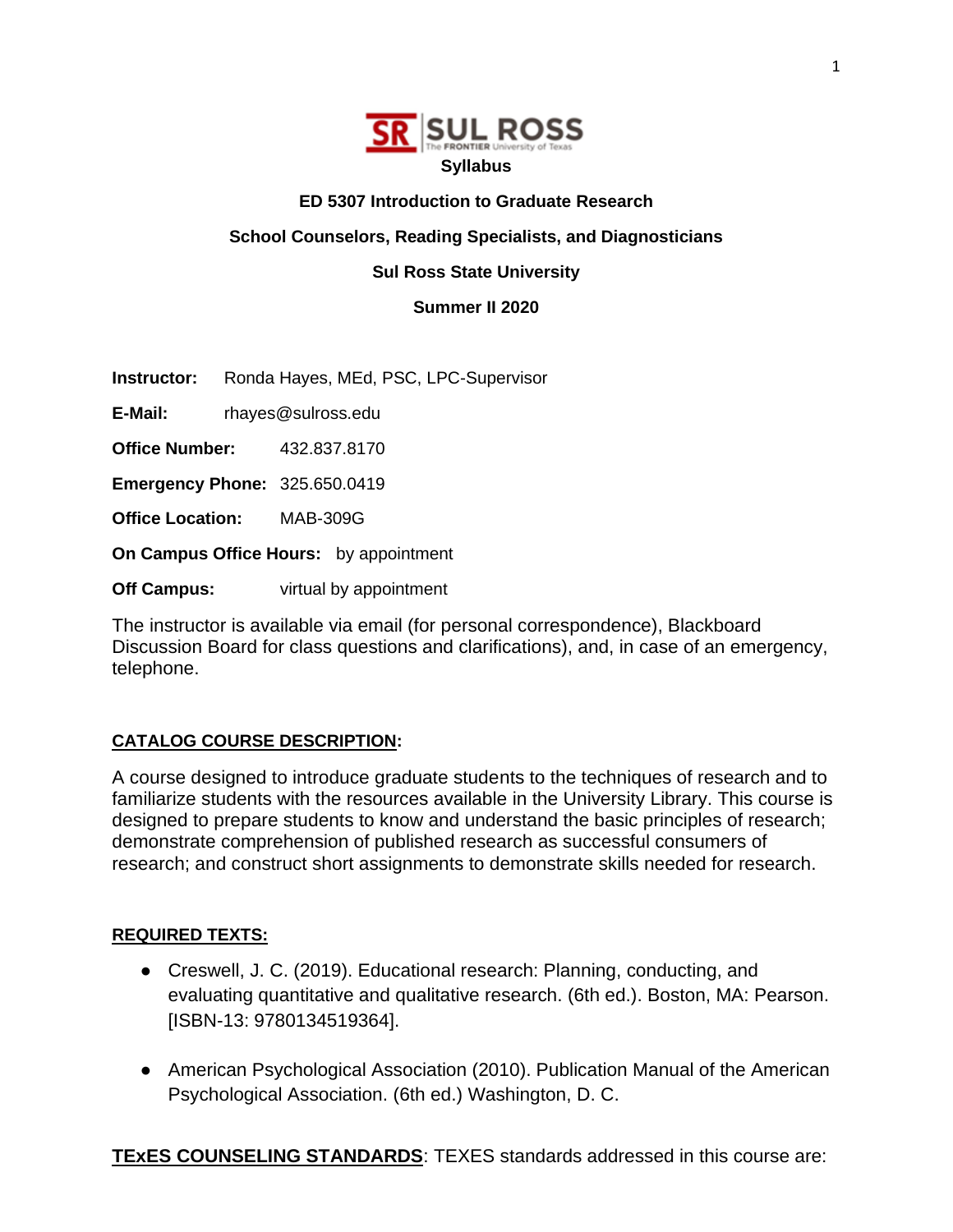**Syllabus**

**ED 5307 Introduction to Graduate Research**

**School Counselors, Reading Specialists, and Diagnosticians**

**Sul Ross State University**

**Summer II 2020**

**Instructor:** Ronda Hayes, MEd, PSC, LPC-Supervisor

**E-Mail:** rhayes@sulross.edu

**Office Number:** 432.837.8170

**Emergency Phone:** 325.650.0419

**Office Location:** MAB-309G

**On Campus Office Hours:** by appointment

**Off Campus:** virtual by appointment

The instructor is available via email (for personal correspondence), Blackboard Discussion Board for class questions and clarifications), and, in case of an emergency, telephone.

**CATALOG COURSE DESCRIPTION:**

A course designed to introduce graduate students to the techniques of research and to familiarize students with the resources available in the University Library. This course is designed to prepare students to know and understand the basic principles of research; demonstrate comprehension of published research as successful consumers of research; and construct short assignments to demonstrate skills needed for research.

**REQUIRED TEXTS:**

- Creswell, J. C. (2019). Educational research: Planning, conducting, and evaluating quantitative and qualitative research. (6th ed.). Boston, MA: Pearson. [ISBN-13: 9780134519364].
- American Psychological Association (2010). Publication Manual of the American Psychological Association. (6th ed.) Washington, D. C.

**TExES COUNSELING STANDARDS**: TEXES standards addressed in this course are: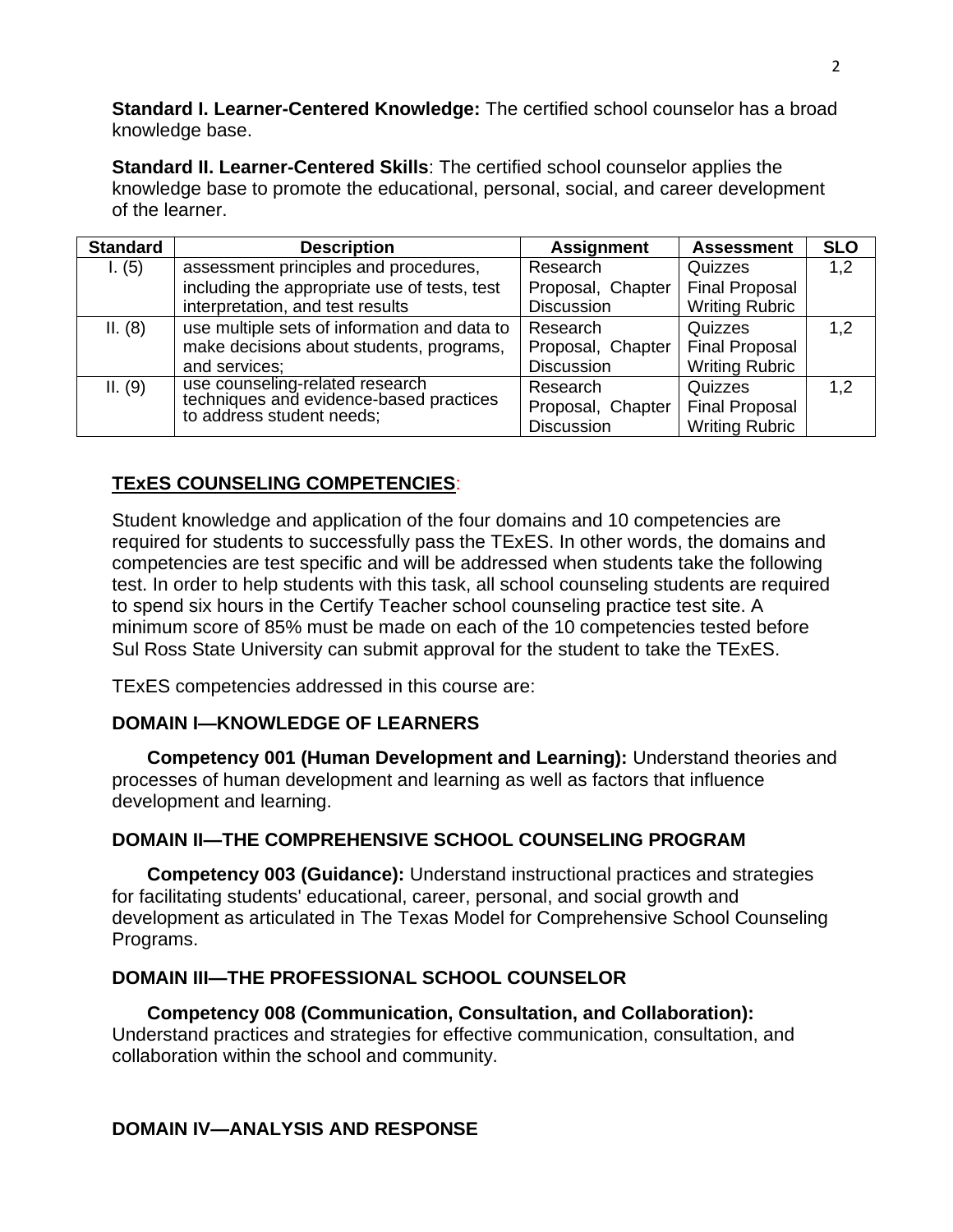**Standard I. Learner-Centered Knowledge:** The certified school counselor has a broad knowledge base.

**Standard II. Learner-Centered Skills**: The certified school counselor applies the knowledge base to promote the educational, personal, social, and career development of the learner.

| Standard | Description | Assignment | Assessment | SLO |
|---|---|---|---|---|
| I. (5) | assessment principles and procedures, including the appropriate use of tests, test interpretation, and test results | Research Proposal, Chapter Discussion | Quizzes Final Proposal Writing Rubric | 1,2 |
| II. (8) | use multiple sets of information and data to make decisions about students, programs, and services; | Research Proposal, Chapter Discussion | Quizzes Final Proposal Writing Rubric | 1,2 |
| II. (9) | use counseling-related research techniques and evidence-based practices to address student needs; | Research Proposal, Chapter Discussion | Quizzes Final Proposal Writing Rubric | 1,2 |

## TExES COUNSELING COMPETENCIES:

Student knowledge and application of the four domains and 10 competencies are required for students to successfully pass the TExES. In other words, the domains and competencies are test specific and will be addressed when students take the following test. In order to help students with this task, all school counseling students are required to spend six hours in the Certify Teacher school counseling practice test site. A minimum score of 85% must be made on each of the 10 competencies tested before Sul Ross State University can submit approval for the student to take the TExES.

TExES competencies addressed in this course are:

### DOMAIN I—KNOWLEDGE OF LEARNERS

**Competency 001 (Human Development and Learning):** Understand theories and processes of human development and learning as well as factors that influence development and learning.

### DOMAIN II—THE COMPREHENSIVE SCHOOL COUNSELING PROGRAM

**Competency 003 (Guidance):** Understand instructional practices and strategies for facilitating students' educational, career, personal, and social growth and development as articulated in The Texas Model for Comprehensive School Counseling Programs.

### DOMAIN III—THE PROFESSIONAL SCHOOL COUNSELOR

**Competency 008 (Communication, Consultation, and Collaboration):** Understand practices and strategies for effective communication, consultation, and collaboration within the school and community.

### DOMAIN IV—ANALYSIS AND RESPONSE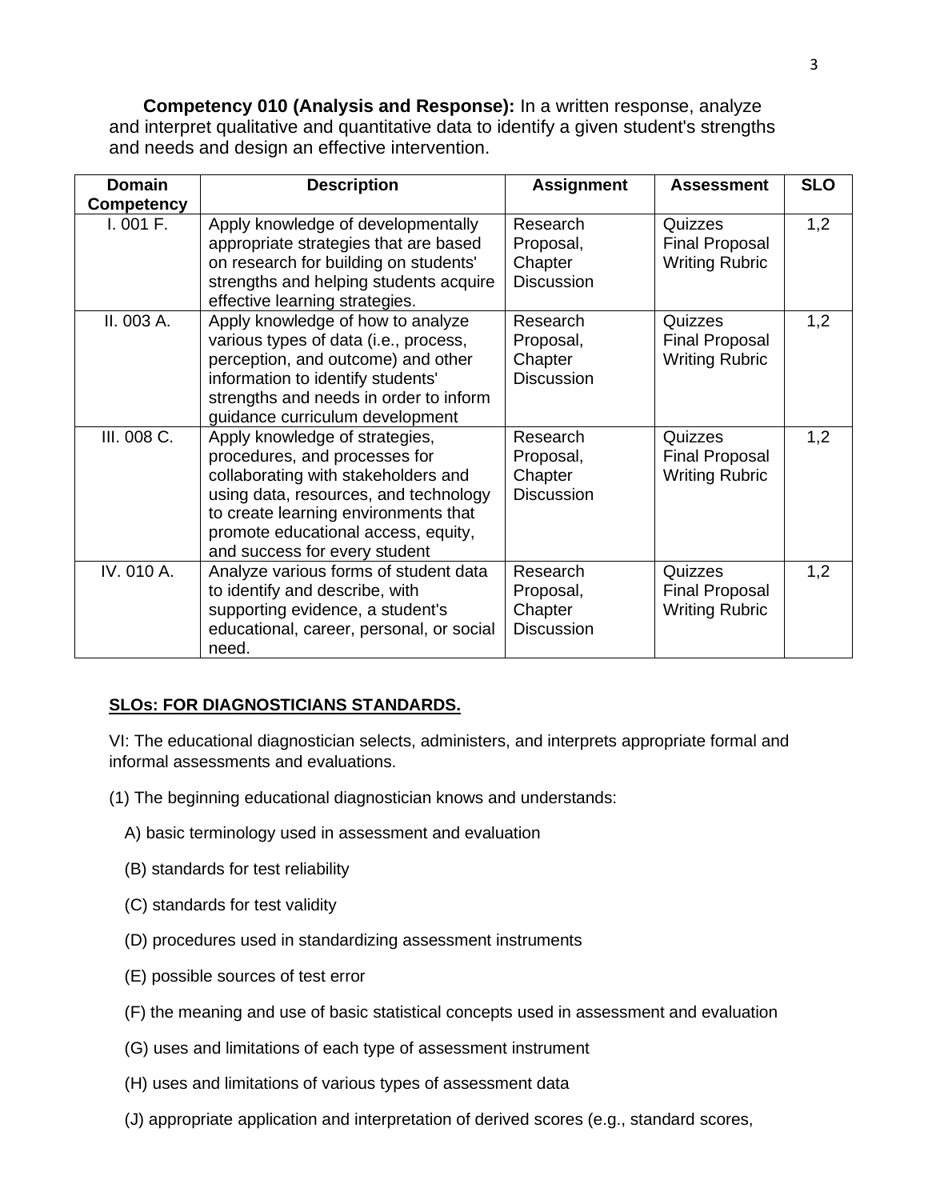**Competency 010 (Analysis and Response):** In a written response, analyze and interpret qualitative and quantitative data to identify a given student's strengths and needs and design an effective intervention.

| Domain Competency | Description | Assignment | Assessment | SLO |
|---|---|---|---|---|
| I. 001 F. | Apply knowledge of developmentally appropriate strategies that are based on research for building on students' strengths and helping students acquire effective learning strategies. | Research Proposal, Chapter Discussion | Quizzes Final Proposal Writing Rubric | 1,2 |
| II. 003 A. | Apply knowledge of how to analyze various types of data (i.e., process, perception, and outcome) and other information to identify students' strengths and needs in order to inform guidance curriculum development | Research Proposal, Chapter Discussion | Quizzes Final Proposal Writing Rubric | 1,2 |
| III. 008 C. | Apply knowledge of strategies, procedures, and processes for collaborating with stakeholders and using data, resources, and technology to create learning environments that promote educational access, equity, and success for every student | Research Proposal, Chapter Discussion | Quizzes Final Proposal Writing Rubric | 1,2 |
| IV. 010 A. | Analyze various forms of student data to identify and describe, with supporting evidence, a student's educational, career, personal, or social need. | Research Proposal, Chapter Discussion | Quizzes Final Proposal Writing Rubric | 1,2 |

**SLOs: FOR DIAGNOSTICIANS STANDARDS.**

VI: The educational diagnostician selects, administers, and interprets appropriate formal and informal assessments and evaluations.

(1) The beginning educational diagnostician knows and understands:

A) basic terminology used in assessment and evaluation

(B) standards for test reliability

(C) standards for test validity

(D) procedures used in standardizing assessment instruments

(E) possible sources of test error

(F) the meaning and use of basic statistical concepts used in assessment and evaluation

(G) uses and limitations of each type of assessment instrument

(H) uses and limitations of various types of assessment data

(J) appropriate application and interpretation of derived scores (e.g., standard scores,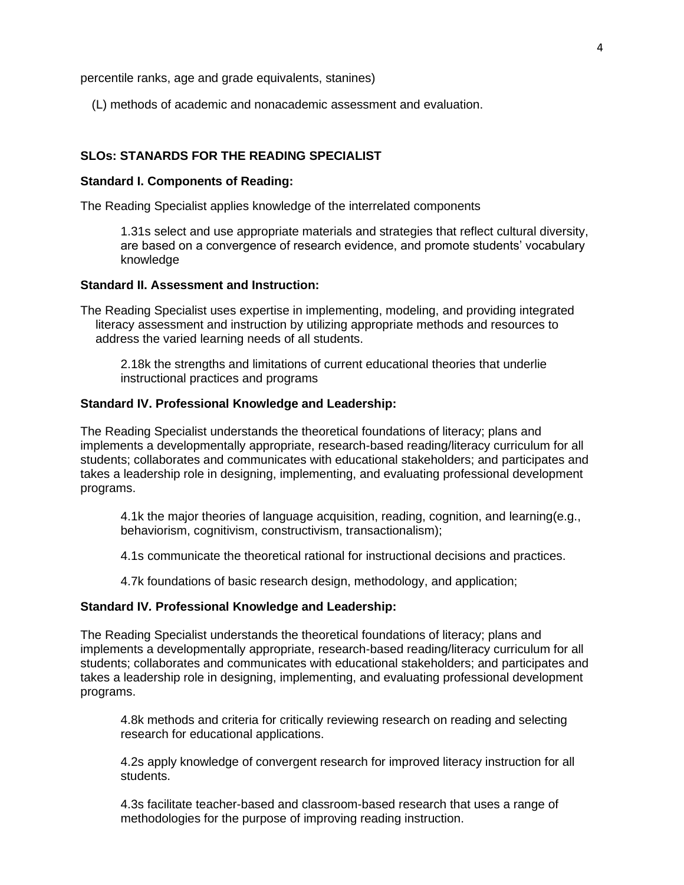percentile ranks, age and grade equivalents, stanines)

(L) methods of academic and nonacademic assessment and evaluation.

**SLOs: STANARDS FOR THE READING SPECIALIST**

**Standard I. Components of Reading:**

The Reading Specialist applies knowledge of the interrelated components

> 1.31s select and use appropriate materials and strategies that reflect cultural diversity, are based on a convergence of research evidence, and promote students' vocabulary knowledge

**Standard II. Assessment and Instruction:**

The Reading Specialist uses expertise in implementing, modeling, and providing integrated literacy assessment and instruction by utilizing appropriate methods and resources to address the varied learning needs of all students.

> 2.18k the strengths and limitations of current educational theories that underlie instructional practices and programs

**Standard IV. Professional Knowledge and Leadership:**

The Reading Specialist understands the theoretical foundations of literacy; plans and implements a developmentally appropriate, research-based reading/literacy curriculum for all students; collaborates and communicates with educational stakeholders; and participates and takes a leadership role in designing, implementing, and evaluating professional development programs.

> 4.1k the major theories of language acquisition, reading, cognition, and learning(e.g., behaviorism, cognitivism, constructivism, transactionalism);
>
> 4.1s communicate the theoretical rational for instructional decisions and practices.
>
> 4.7k foundations of basic research design, methodology, and application;

**Standard IV. Professional Knowledge and Leadership:**

The Reading Specialist understands the theoretical foundations of literacy; plans and implements a developmentally appropriate, research-based reading/literacy curriculum for all students; collaborates and communicates with educational stakeholders; and participates and takes a leadership role in designing, implementing, and evaluating professional development programs.

> 4.8k methods and criteria for critically reviewing research on reading and selecting research for educational applications.
>
> 4.2s apply knowledge of convergent research for improved literacy instruction for all students.
>
> 4.3s facilitate teacher-based and classroom-based research that uses a range of methodologies for the purpose of improving reading instruction.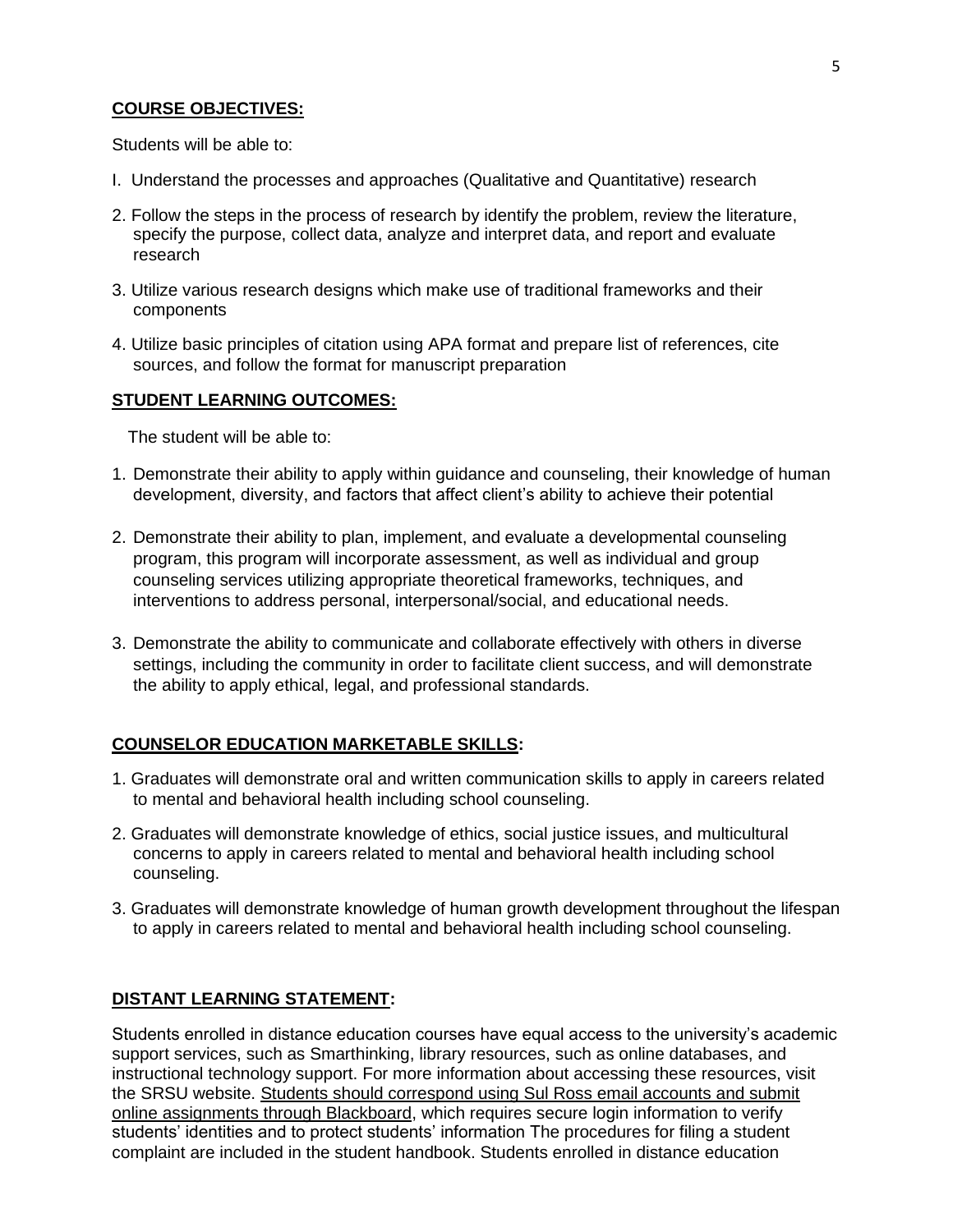**COURSE OBJECTIVES:**

Students will be able to:

I. Understand the processes and approaches (Qualitative and Quantitative) research

2. Follow the steps in the process of research by identify the problem, review the literature, specify the purpose, collect data, analyze and interpret data, and report and evaluate research

3. Utilize various research designs which make use of traditional frameworks and their components

4. Utilize basic principles of citation using APA format and prepare list of references, cite sources, and follow the format for manuscript preparation

**STUDENT LEARNING OUTCOMES:**

The student will be able to:

1. Demonstrate their ability to apply within guidance and counseling, their knowledge of human development, diversity, and factors that affect client's ability to achieve their potential

2. Demonstrate their ability to plan, implement, and evaluate a developmental counseling program, this program will incorporate assessment, as well as individual and group counseling services utilizing appropriate theoretical frameworks, techniques, and interventions to address personal, interpersonal/social, and educational needs.

3. Demonstrate the ability to communicate and collaborate effectively with others in diverse settings, including the community in order to facilitate client success, and will demonstrate the ability to apply ethical, legal, and professional standards.

**COUNSELOR EDUCATION MARKETABLE SKILLS:**

1. Graduates will demonstrate oral and written communication skills to apply in careers related to mental and behavioral health including school counseling.

2. Graduates will demonstrate knowledge of ethics, social justice issues, and multicultural concerns to apply in careers related to mental and behavioral health including school counseling.

3. Graduates will demonstrate knowledge of human growth development throughout the lifespan to apply in careers related to mental and behavioral health including school counseling.

**DISTANT LEARNING STATEMENT:**

Students enrolled in distance education courses have equal access to the university's academic support services, such as Smarthinking, library resources, such as online databases, and instructional technology support. For more information about accessing these resources, visit the SRSU website. Students should correspond using Sul Ross email accounts and submit online assignments through Blackboard, which requires secure login information to verify students' identities and to protect students' information The procedures for filing a student complaint are included in the student handbook. Students enrolled in distance education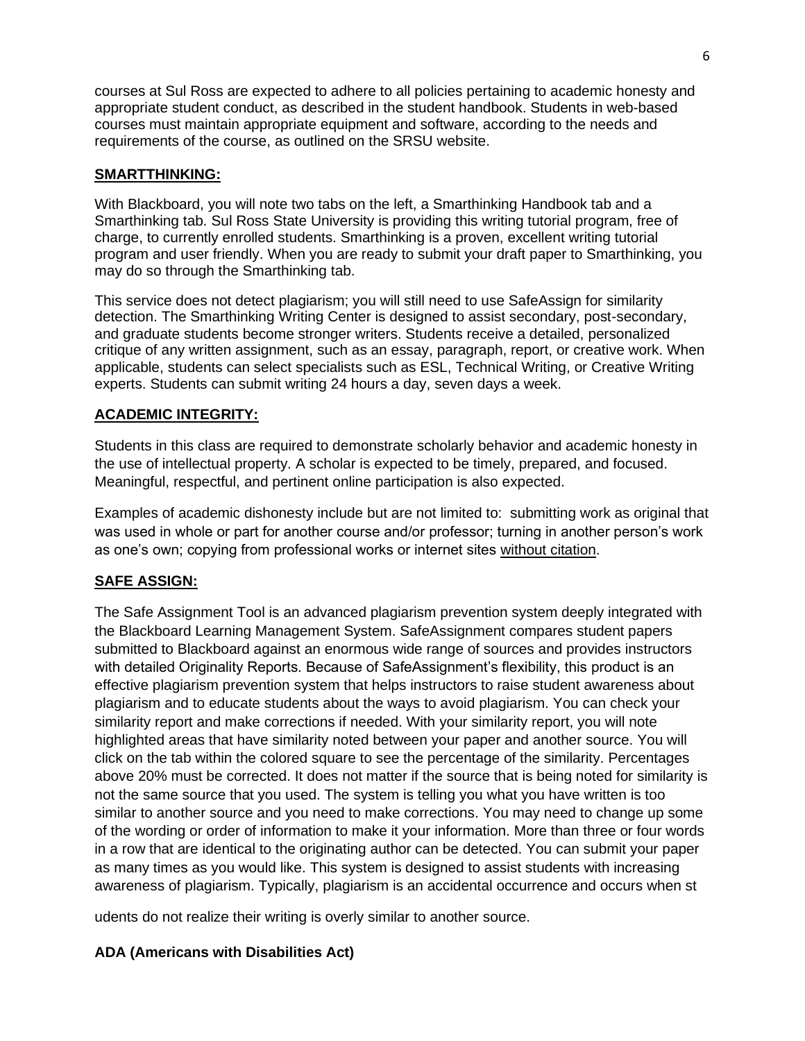courses at Sul Ross are expected to adhere to all policies pertaining to academic honesty and appropriate student conduct, as described in the student handbook. Students in web-based courses must maintain appropriate equipment and software, according to the needs and requirements of the course, as outlined on the SRSU website.

**SMARTTHINKING:**

With Blackboard, you will note two tabs on the left, a Smarthinking Handbook tab and a Smarthinking tab. Sul Ross State University is providing this writing tutorial program, free of charge, to currently enrolled students. Smarthinking is a proven, excellent writing tutorial program and user friendly. When you are ready to submit your draft paper to Smarthinking, you may do so through the Smarthinking tab.

This service does not detect plagiarism; you will still need to use SafeAssign for similarity detection. The Smarthinking Writing Center is designed to assist secondary, post-secondary, and graduate students become stronger writers. Students receive a detailed, personalized critique of any written assignment, such as an essay, paragraph, report, or creative work. When applicable, students can select specialists such as ESL, Technical Writing, or Creative Writing experts. Students can submit writing 24 hours a day, seven days a week.

**ACADEMIC INTEGRITY:**

Students in this class are required to demonstrate scholarly behavior and academic honesty in the use of intellectual property. A scholar is expected to be timely, prepared, and focused. Meaningful, respectful, and pertinent online participation is also expected.

Examples of academic dishonesty include but are not limited to: submitting work as original that was used in whole or part for another course and/or professor; turning in another person's work as one's own; copying from professional works or internet sites without citation.

**SAFE ASSIGN:**

The Safe Assignment Tool is an advanced plagiarism prevention system deeply integrated with the Blackboard Learning Management System. SafeAssignment compares student papers submitted to Blackboard against an enormous wide range of sources and provides instructors with detailed Originality Reports. Because of SafeAssignment's flexibility, this product is an effective plagiarism prevention system that helps instructors to raise student awareness about plagiarism and to educate students about the ways to avoid plagiarism. You can check your similarity report and make corrections if needed. With your similarity report, you will note highlighted areas that have similarity noted between your paper and another source. You will click on the tab within the colored square to see the percentage of the similarity. Percentages above 20% must be corrected. It does not matter if the source that is being noted for similarity is not the same source that you used. The system is telling you what you have written is too similar to another source and you need to make corrections. You may need to change up some of the wording or order of information to make it your information. More than three or four words in a row that are identical to the originating author can be detected. You can submit your paper as many times as you would like. This system is designed to assist students with increasing awareness of plagiarism. Typically, plagiarism is an accidental occurrence and occurs when students do not realize their writing is overly similar to another source.

**ADA (Americans with Disabilities Act)**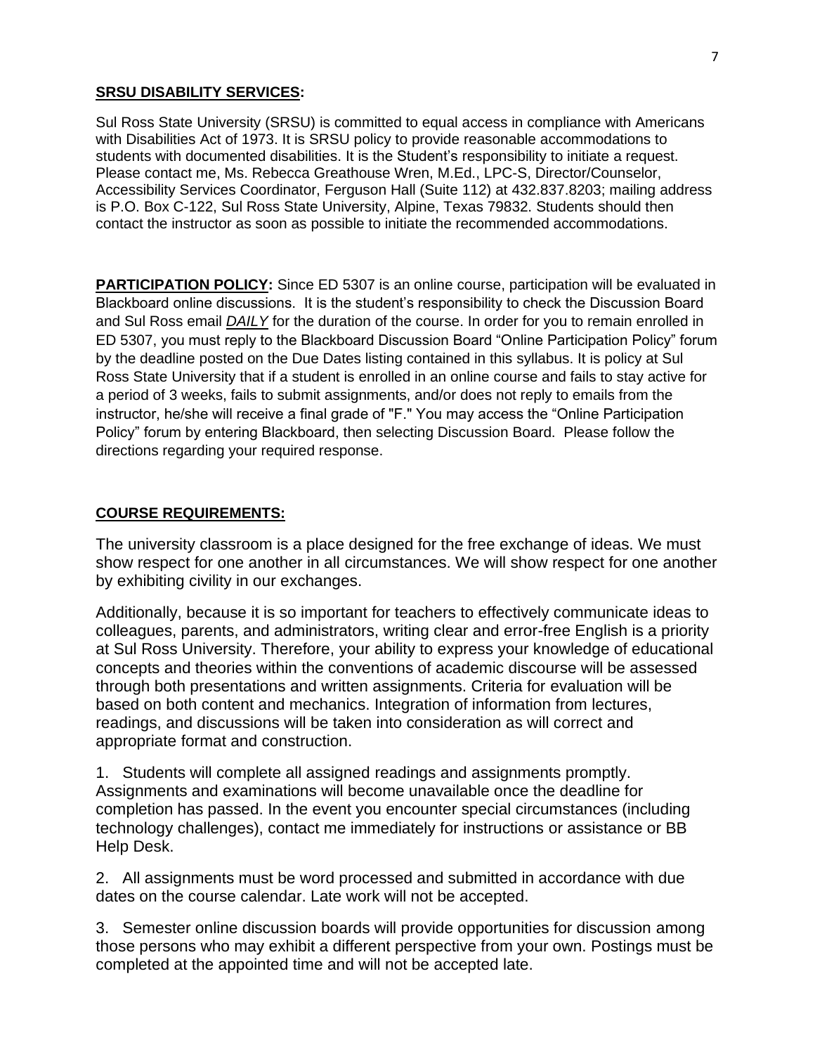**SRSU DISABILITY SERVICES:**

Sul Ross State University (SRSU) is committed to equal access in compliance with Americans with Disabilities Act of 1973. It is SRSU policy to provide reasonable accommodations to students with documented disabilities. It is the Student's responsibility to initiate a request. Please contact me, Ms. Rebecca Greathouse Wren, M.Ed., LPC-S, Director/Counselor, Accessibility Services Coordinator, Ferguson Hall (Suite 112) at 432.837.8203; mailing address is P.O. Box C-122, Sul Ross State University, Alpine, Texas 79832. Students should then contact the instructor as soon as possible to initiate the recommended accommodations.

**PARTICIPATION POLICY:** Since ED 5307 is an online course, participation will be evaluated in Blackboard online discussions. It is the student's responsibility to check the Discussion Board and Sul Ross email ***DAILY*** for the duration of the course. In order for you to remain enrolled in ED 5307, you must reply to the Blackboard Discussion Board "Online Participation Policy" forum by the deadline posted on the Due Dates listing contained in this syllabus. It is policy at Sul Ross State University that if a student is enrolled in an online course and fails to stay active for a period of 3 weeks, fails to submit assignments, and/or does not reply to emails from the instructor, he/she will receive a final grade of "F." You may access the "Online Participation Policy" forum by entering Blackboard, then selecting Discussion Board. Please follow the directions regarding your required response.

**COURSE REQUIREMENTS:**

The university classroom is a place designed for the free exchange of ideas. We must show respect for one another in all circumstances. We will show respect for one another by exhibiting civility in our exchanges.

Additionally, because it is so important for teachers to effectively communicate ideas to colleagues, parents, and administrators, writing clear and error-free English is a priority at Sul Ross University. Therefore, your ability to express your knowledge of educational concepts and theories within the conventions of academic discourse will be assessed through both presentations and written assignments. Criteria for evaluation will be based on both content and mechanics. Integration of information from lectures, readings, and discussions will be taken into consideration as will correct and appropriate format and construction.

1. Students will complete all assigned readings and assignments promptly. Assignments and examinations will become unavailable once the deadline for completion has passed. In the event you encounter special circumstances (including technology challenges), contact me immediately for instructions or assistance or BB Help Desk.

2. All assignments must be word processed and submitted in accordance with due dates on the course calendar. Late work will not be accepted.

3. Semester online discussion boards will provide opportunities for discussion among those persons who may exhibit a different perspective from your own. Postings must be completed at the appointed time and will not be accepted late.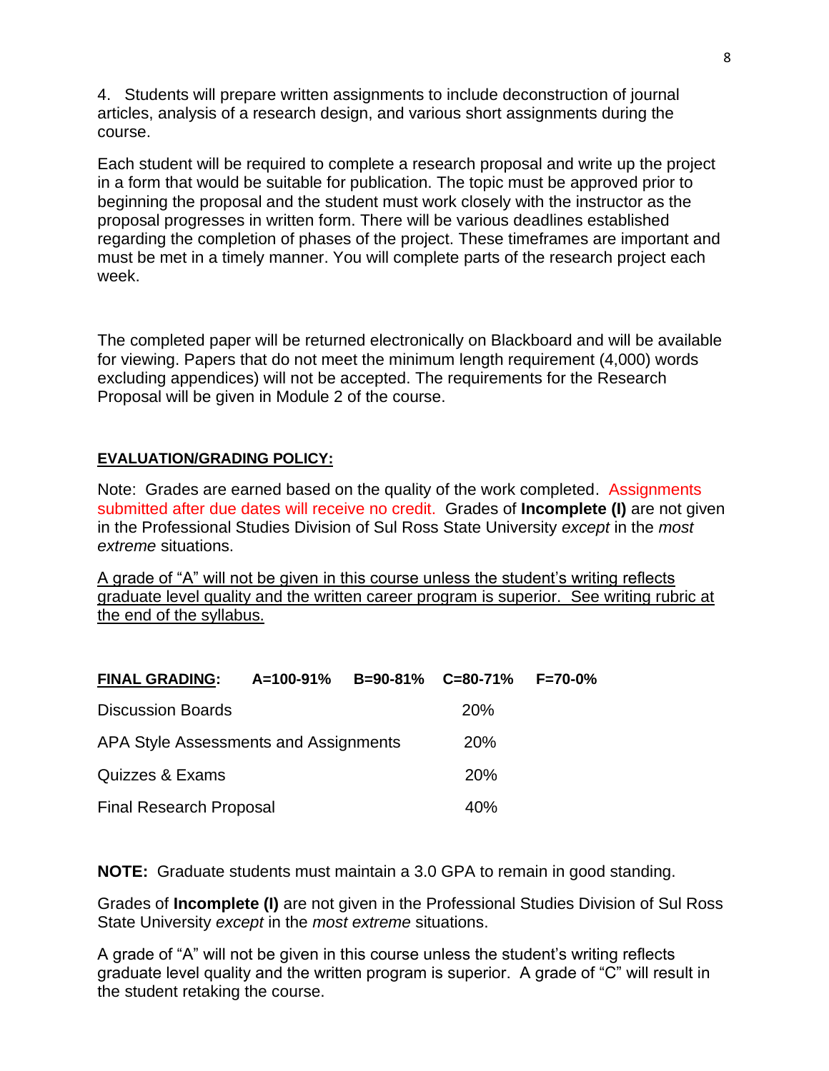4. Students will prepare written assignments to include deconstruction of journal articles, analysis of a research design, and various short assignments during the course.

Each student will be required to complete a research proposal and write up the project in a form that would be suitable for publication. The topic must be approved prior to beginning the proposal and the student must work closely with the instructor as the proposal progresses in written form. There will be various deadlines established regarding the completion of phases of the project. These timeframes are important and must be met in a timely manner. You will complete parts of the research project each week.

The completed paper will be returned electronically on Blackboard and will be available for viewing. Papers that do not meet the minimum length requirement (4,000) words excluding appendices) will not be accepted. The requirements for the Research Proposal will be given in Module 2 of the course.

**EVALUATION/GRADING POLICY:**

Note: Grades are earned based on the quality of the work completed. Assignments submitted after due dates will receive no credit. Grades of **Incomplete (I)** are not given in the Professional Studies Division of Sul Ross State University *except* in the *most extreme* situations.

A grade of "A" will not be given in this course unless the student's writing reflects graduate level quality and the written career program is superior. See writing rubric at the end of the syllabus.

**FINAL GRADING:** **A=100-91%** **B=90-81%** **C=80-71%** **F=70-0%**

| | |
|---|---|
| Discussion Boards | 20% |
| APA Style Assessments and Assignments | 20% |
| Quizzes & Exams | 20% |
| Final Research Proposal | 40% |

**NOTE:** Graduate students must maintain a 3.0 GPA to remain in good standing.

Grades of **Incomplete (I)** are not given in the Professional Studies Division of Sul Ross State University *except* in the *most extreme* situations.

A grade of "A" will not be given in this course unless the student's writing reflects graduate level quality and the written program is superior. A grade of "C" will result in the student retaking the course.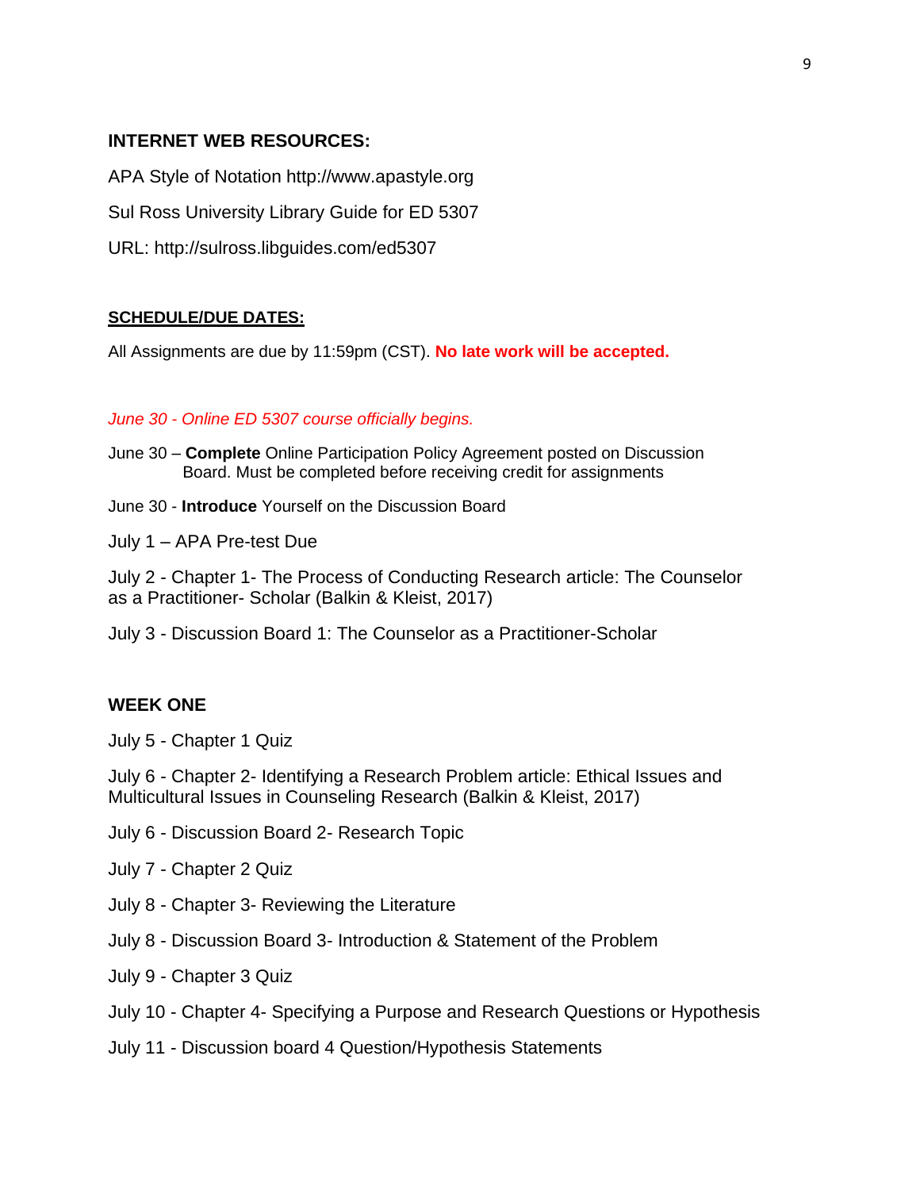## INTERNET WEB RESOURCES:

APA Style of Notation http://www.apastyle.org

Sul Ross University Library Guide for ED 5307

URL: http://sulross.libguides.com/ed5307

## SCHEDULE/DUE DATES:

All Assignments are due by 11:59pm (CST). **No late work will be accepted.**

*June 30 - Online ED 5307 course officially begins.*

June 30 – **Complete** Online Participation Policy Agreement posted on Discussion Board. Must be completed before receiving credit for assignments

June 30 - **Introduce** Yourself on the Discussion Board

July 1 – APA Pre-test Due

July 2 - Chapter 1- The Process of Conducting Research article: The Counselor as a Practitioner- Scholar (Balkin & Kleist, 2017)

July 3 - Discussion Board 1: The Counselor as a Practitioner-Scholar

## WEEK ONE

July 5 - Chapter 1 Quiz

July 6 - Chapter 2- Identifying a Research Problem article: Ethical Issues and Multicultural Issues in Counseling Research (Balkin & Kleist, 2017)

July 6 - Discussion Board 2- Research Topic

July 7 - Chapter 2 Quiz

July 8 - Chapter 3- Reviewing the Literature

July 8 - Discussion Board 3- Introduction & Statement of the Problem

July 9 - Chapter 3 Quiz

July 10 - Chapter 4- Specifying a Purpose and Research Questions or Hypothesis

July 11 - Discussion board 4 Question/Hypothesis Statements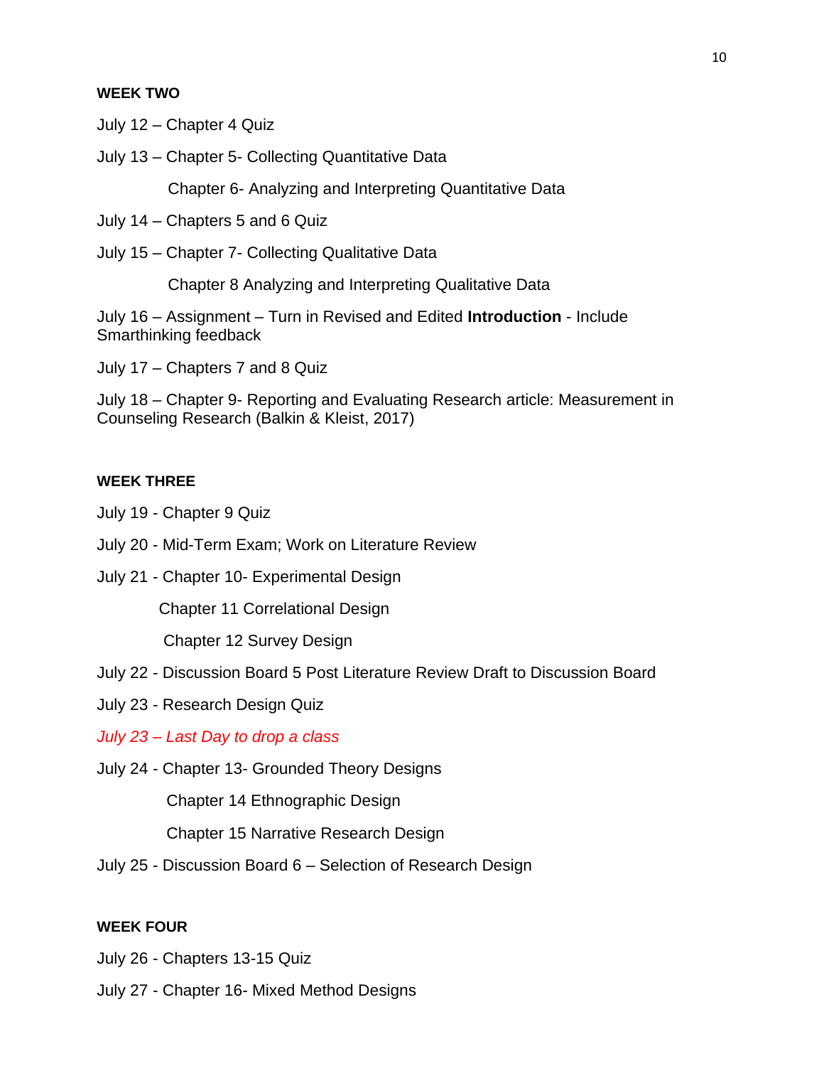**WEEK TWO**

July 12 – Chapter 4 Quiz

July 13 – Chapter 5- Collecting Quantitative Data

Chapter 6- Analyzing and Interpreting Quantitative Data

July 14 – Chapters 5 and 6 Quiz

July 15 – Chapter 7- Collecting Qualitative Data

Chapter 8 Analyzing and Interpreting Qualitative Data

July 16 – Assignment – Turn in Revised and Edited **Introduction** - Include Smarthinking feedback

July 17 – Chapters 7 and 8 Quiz

July 18 – Chapter 9- Reporting and Evaluating Research article: Measurement in Counseling Research (Balkin & Kleist, 2017)

**WEEK THREE**

July 19 - Chapter 9 Quiz

July 20 - Mid-Term Exam; Work on Literature Review

July 21 - Chapter 10- Experimental Design

Chapter 11 Correlational Design

Chapter 12 Survey Design

July 22 - Discussion Board 5 Post Literature Review Draft to Discussion Board

July 23 - Research Design Quiz

*July 23 – Last Day to drop a class*

July 24 - Chapter 13- Grounded Theory Designs

Chapter 14 Ethnographic Design

Chapter 15 Narrative Research Design

July 25 - Discussion Board 6 – Selection of Research Design

**WEEK FOUR**

July 26 - Chapters 13-15 Quiz

July 27 - Chapter 16- Mixed Method Designs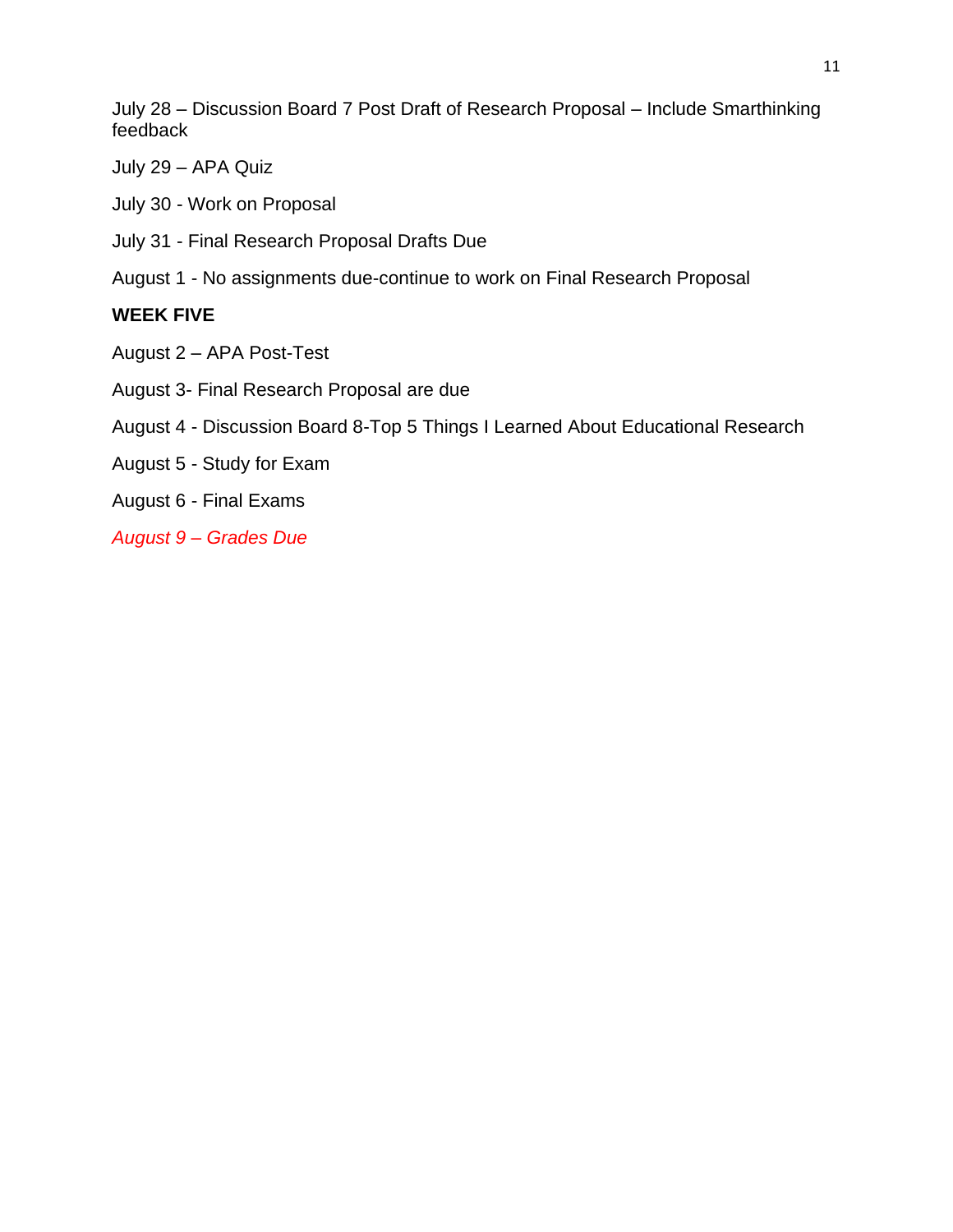July 28 – Discussion Board 7 Post Draft of Research Proposal – Include Smarthinking feedback

July 29 – APA Quiz

July 30 - Work on Proposal

July 31 - Final Research Proposal Drafts Due

August 1 - No assignments due-continue to work on Final Research Proposal

**WEEK FIVE**

August 2 – APA Post-Test

August 3- Final Research Proposal are due

August 4 - Discussion Board 8-Top 5 Things I Learned About Educational Research

August 5 - Study for Exam

August 6 - Final Exams

*August 9 – Grades Due*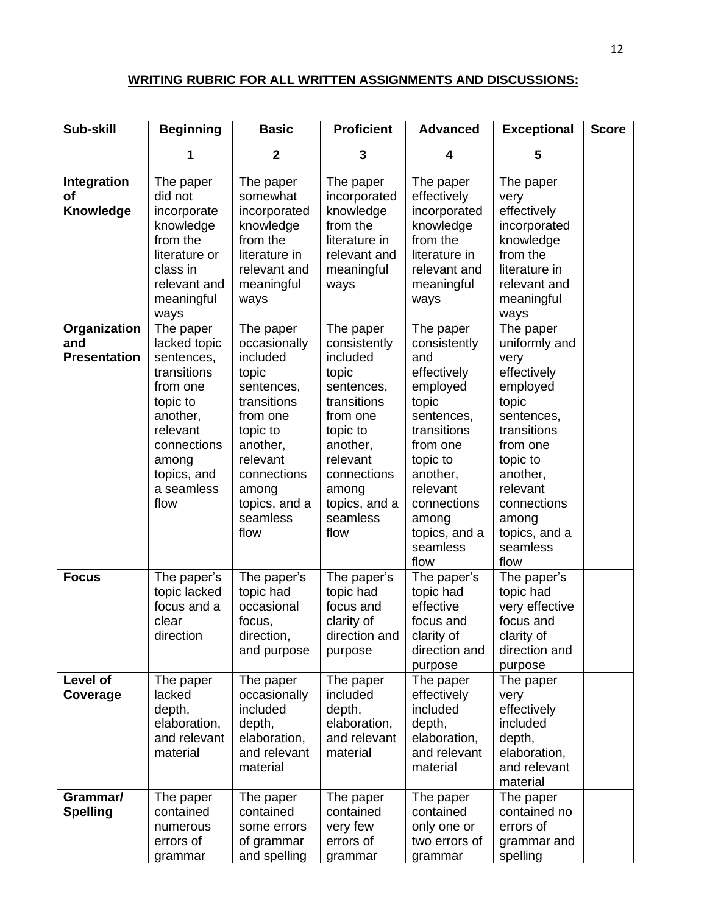**WRITING RUBRIC FOR ALL WRITTEN ASSIGNMENTS AND DISCUSSIONS:**

| Sub-skill | Beginning<br>1 | Basic<br>2 | Proficient<br>3 | Advanced<br>4 | Exceptional<br>5 | Score |
|---|---|---|---|---|---|---|
| **Integration of Knowledge** | The paper did not incorporate knowledge from the literature or class in relevant and meaningful ways | The paper somewhat incorporated knowledge from the literature in relevant and meaningful ways | The paper incorporated knowledge from the literature in relevant and meaningful ways | The paper effectively incorporated knowledge from the literature in relevant and meaningful ways | The paper very effectively incorporated knowledge from the literature in relevant and meaningful ways | |
| **Organization and Presentation** | The paper lacked topic sentences, transitions from one topic to another, relevant connections among topics, and a seamless flow | The paper occasionally included topic sentences, transitions from one topic to another, relevant connections among topics, and a seamless flow | The paper consistently included topic sentences, transitions from one topic to another, relevant connections among topics, and a seamless flow | The paper consistently and effectively employed topic sentences, transitions from one topic to another, relevant connections among topics, and a seamless flow | The paper uniformly and very effectively employed topic sentences, transitions from one topic to another, relevant connections among topics, and a seamless flow | |
| **Focus** | The paper's topic lacked focus and a clear direction | The paper's topic had occasional focus, direction, and purpose | The paper's topic had focus and clarity of direction and purpose | The paper's topic had effective focus and clarity of direction and purpose | The paper's topic had very effective focus and clarity of direction and purpose | |
| **Level of Coverage** | The paper lacked depth, elaboration, and relevant material | The paper occasionally included depth, elaboration, and relevant material | The paper included depth, elaboration, and relevant material | The paper effectively included depth, elaboration, and relevant material | The paper very effectively included depth, elaboration, and relevant material | |
| **Grammar/ Spelling** | The paper contained numerous errors of grammar | The paper contained some errors of grammar and spelling | The paper contained very few errors of grammar | The paper contained only one or two errors of grammar | The paper contained no errors of grammar and spelling | |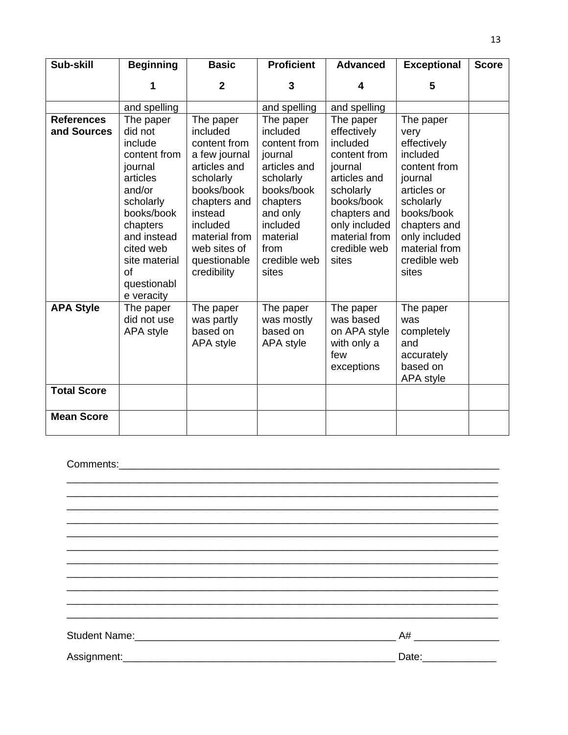| Sub-skill | Beginning<br><br>1 | Basic<br><br>2 | Proficient<br><br>3 | Advanced<br><br>4 | Exceptional<br><br>5 | Score |
|---|---|---|---|---|---|---|
| | and spelling | | and spelling | and spelling | | |
| **References and Sources** | The paper did not include content from journal articles and/or scholarly books/book chapters and instead cited web site material of questionable veracity | The paper included content from a few journal articles and scholarly books/book chapters and instead included material from web sites of questionable credibility | The paper included content from journal articles and scholarly books/book chapters and only included material from credible web sites | The paper effectively included content from journal articles and scholarly books/book chapters and only included material from credible web sites | The paper very effectively included content from journal articles or scholarly books/book chapters and only included material from credible web sites | |
| **APA Style** | The paper did not use APA style | The paper was partly based on APA style | The paper was mostly based on APA style | The paper was based on APA style with only a few exceptions | The paper was completely and accurately based on APA style | |
| **Total Score** | | | | | | |
| **Mean Score** | | | | | | |

Comments:____________________________________________________________________
______________________________________________________________________________
______________________________________________________________________________
______________________________________________________________________________
______________________________________________________________________________
______________________________________________________________________________
______________________________________________________________________________
______________________________________________________________________________
______________________________________________________________________________
______________________________________________________________________________
______________________________________________________________________________
______________________________________________________________________________

Student Name:________________________________________________ A# ______________

Assignment:__________________________________________________ Date:____________